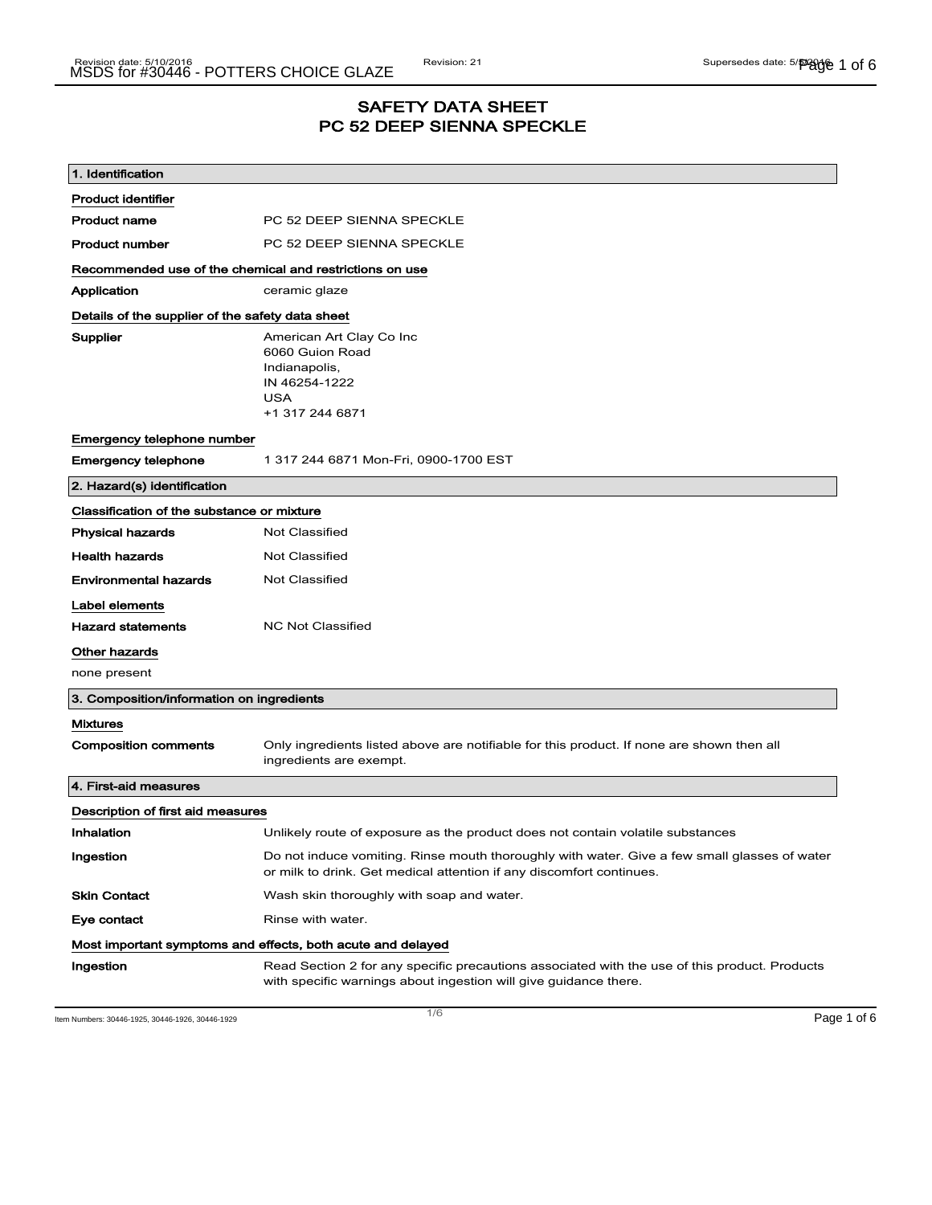# SAFETY DATA SHEET
# PC 52 DEEP SIENNA SPECKLE

## 1. Identification

### Product identifier

| | |
|---|---|
| **Product name** | PC 52 DEEP SIENNA SPECKLE |
| **Product number** | PC 52 DEEP SIENNA SPECKLE |

### Recommended use of the chemical and restrictions on use

| | |
|---|---|
| **Application** | ceramic glaze |

### Details of the supplier of the safety data sheet

**Supplier**
American Art Clay Co Inc
6060 Guion Road
Indianapolis,
IN 46254-1222
USA
+1 317 244 6871

### Emergency telephone number

| | |
|---|---|
| **Emergency telephone** | 1 317 244 6871 Mon-Fri, 0900-1700 EST |

## 2. Hazard(s) identification

### Classification of the substance or mixture

| | |
|---|---|
| **Physical hazards** | Not Classified |
| **Health hazards** | Not Classified |
| **Environmental hazards** | Not Classified |

### Label elements

| | |
|---|---|
| **Hazard statements** | NC Not Classified |

### Other hazards

none present

## 3. Composition/information on ingredients

### Mixtures

| | |
|---|---|
| **Composition comments** | Only ingredients listed above are notifiable for this product. If none are shown then all ingredients are exempt. |

## 4. First-aid measures

### Description of first aid measures

| | |
|---|---|
| **Inhalation** | Unlikely route of exposure as the product does not contain volatile substances |
| **Ingestion** | Do not induce vomiting. Rinse mouth thoroughly with water. Give a few small glasses of water or milk to drink. Get medical attention if any discomfort continues. |
| **Skin Contact** | Wash skin thoroughly with soap and water. |
| **Eye contact** | Rinse with water. |

### Most important symptoms and effects, both acute and delayed

| | |
|---|---|
| **Ingestion** | Read Section 2 for any specific precautions associated with the use of this product. Products with specific warnings about ingestion will give guidance there. |

Item Numbers: 30446-1925, 30446-1926, 30446-1929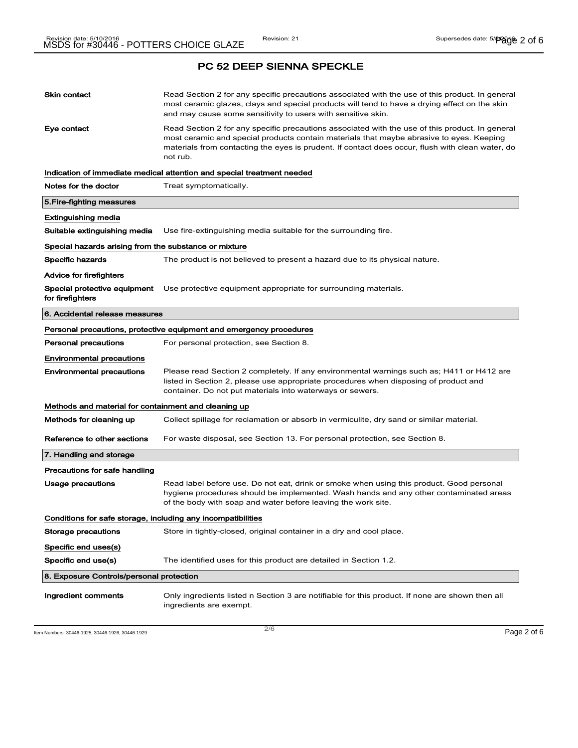# PC 52 DEEP SIENNA SPECKLE

**Skin contact** Read Section 2 for any specific precautions associated with the use of this product. In general most ceramic glazes, clays and special products will tend to have a drying effect on the skin and may cause some sensitivity to users with sensitive skin.

**Eye contact** Read Section 2 for any specific precautions associated with the use of this product. In general most ceramic and special products contain materials that maybe abrasive to eyes. Keeping materials from contacting the eyes is prudent. If contact does occur, flush with clean water, do not rub.

**Indication of immediate medical attention and special treatment needed**

**Notes for the doctor** Treat symptomatically.

## 5.Fire-fighting measures

**Extinguishing media**

**Suitable extinguishing media** Use fire-extinguishing media suitable for the surrounding fire.

**Special hazards arising from the substance or mixture**

**Specific hazards** The product is not believed to present a hazard due to its physical nature.

**Advice for firefighters**

**Special protective equipment for firefighters** Use protective equipment appropriate for surrounding materials.

## 6. Accidental release measures

**Personal precautions, protective equipment and emergency procedures**

**Personal precautions** For personal protection, see Section 8.

**Environmental precautions**

**Environmental precautions** Please read Section 2 completely. If any environmental warnings such as; H411 or H412 are listed in Section 2, please use appropriate procedures when disposing of product and container. Do not put materials into waterways or sewers.

**Methods and material for containment and cleaning up**

**Methods for cleaning up** Collect spillage for reclamation or absorb in vermiculite, dry sand or similar material.

**Reference to other sections** For waste disposal, see Section 13. For personal protection, see Section 8.

## 7. Handling and storage

**Precautions for safe handling**

**Usage precautions** Read label before use. Do not eat, drink or smoke when using this product. Good personal hygiene procedures should be implemented. Wash hands and any other contaminated areas of the body with soap and water before leaving the work site.

**Conditions for safe storage, including any incompatibilities**

**Storage precautions** Store in tightly-closed, original container in a dry and cool place.

**Specific end uses(s)**

**Specific end use(s)** The identified uses for this product are detailed in Section 1.2.

## 8. Exposure Controls/personal protection

**Ingredient comments** Only ingredients listed n Section 3 are notifiable for this product. If none are shown then all ingredients are exempt.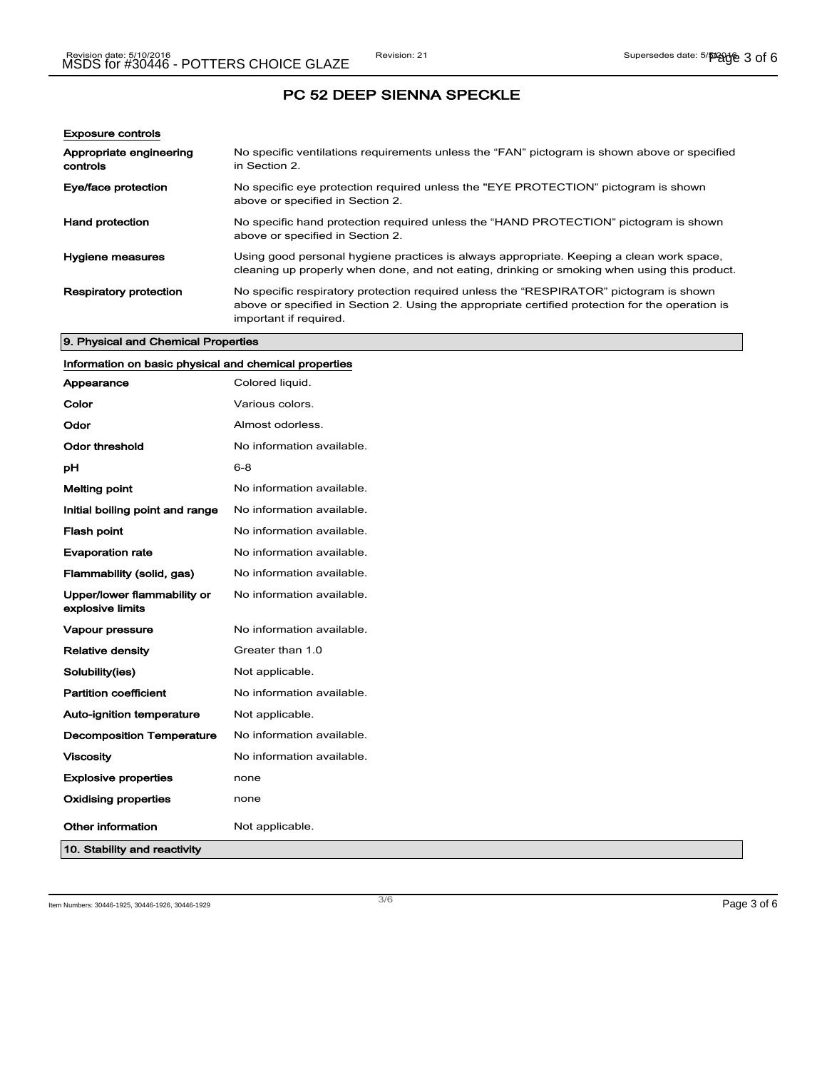## PC 52 DEEP SIENNA SPECKLE

### Exposure controls

| | |
|---|---|
| **Appropriate engineering controls** | No specific ventilations requirements unless the “FAN” pictogram is shown above or specified in Section 2. |
| **Eye/face protection** | No specific eye protection required unless the "EYE PROTECTION" pictogram is shown above or specified in Section 2. |
| **Hand protection** | No specific hand protection required unless the “HAND PROTECTION” pictogram is shown above or specified in Section 2. |
| **Hygiene measures** | Using good personal hygiene practices is always appropriate. Keeping a clean work space, cleaning up properly when done, and not eating, drinking or smoking when using this product. |
| **Respiratory protection** | No specific respiratory protection required unless the “RESPIRATOR” pictogram is shown above or specified in Section 2. Using the appropriate certified protection for the operation is important if required. |

## 9. Physical and Chemical Properties

### Information on basic physical and chemical properties

| | |
|---|---|
| **Appearance** | Colored liquid. |
| **Color** | Various colors. |
| **Odor** | Almost odorless. |
| **Odor threshold** | No information available. |
| **pH** | 6-8 |
| **Melting point** | No information available. |
| **Initial boiling point and range** | No information available. |
| **Flash point** | No information available. |
| **Evaporation rate** | No information available. |
| **Flammability (solid, gas)** | No information available. |
| **Upper/lower flammability or explosive limits** | No information available. |
| **Vapour pressure** | No information available. |
| **Relative density** | Greater than 1.0 |
| **Solubility(ies)** | Not applicable. |
| **Partition coefficient** | No information available. |
| **Auto-ignition temperature** | Not applicable. |
| **Decomposition Temperature** | No information available. |
| **Viscosity** | No information available. |
| **Explosive properties** | none |
| **Oxidising properties** | none |
| **Other information** | Not applicable. |

## 10. Stability and reactivity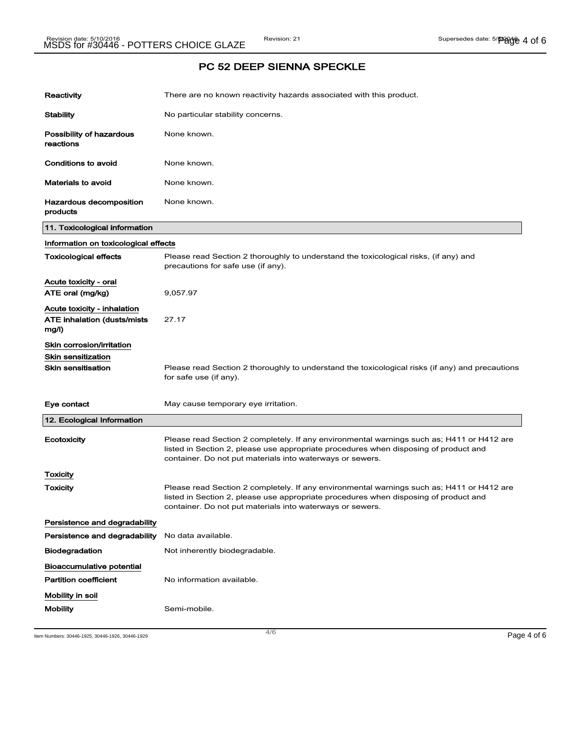## PC 52 DEEP SIENNA SPECKLE

**Reactivity**
There are no known reactivity hazards associated with this product.

**Stability**
No particular stability concerns.

**Possibility of hazardous reactions**
None known.

**Conditions to avoid**
None known.

**Materials to avoid**
None known.

**Hazardous decomposition products**
None known.

### 11. Toxicological information

**Information on toxicological effects**

**Toxicological effects**
Please read Section 2 thoroughly to understand the toxicological risks, (if any) and precautions for safe use (if any).

**Acute toxicity - oral**

**ATE oral (mg/kg)**
9,057.97

**Acute toxicity - inhalation**

**ATE inhalation (dusts/mists mg/l)**
27.17

**Skin corrosion/irritation**

**Skin sensitization**

**Skin sensitisation**
Please read Section 2 thoroughly to understand the toxicological risks (if any) and precautions for safe use (if any).

**Eye contact**
May cause temporary eye irritation.

### 12. Ecological Information

**Ecotoxicity**
Please read Section 2 completely. If any environmental warnings such as; H411 or H412 are listed in Section 2, please use appropriate procedures when disposing of product and container. Do not put materials into waterways or sewers.

**Toxicity**

**Toxicity**
Please read Section 2 completely. If any environmental warnings such as; H411 or H412 are listed in Section 2, please use appropriate procedures when disposing of product and container. Do not put materials into waterways or sewers.

**Persistence and degradability**

**Persistence and degradability**
No data available.

**Biodegradation**
Not inherently biodegradable.

**Bioaccumulative potential**

**Partition coefficient**
No information available.

**Mobility in soil**

**Mobility**
Semi-mobile.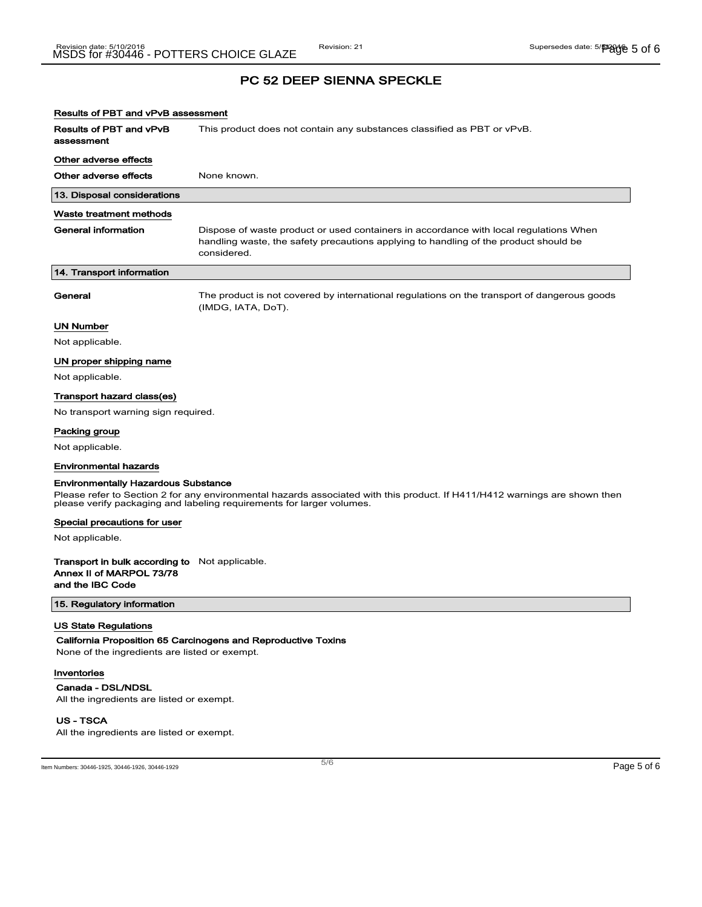## PC 52 DEEP SIENNA SPECKLE

### Results of PBT and vPvB assessment

**Results of PBT and vPvB assessment** This product does not contain any substances classified as PBT or vPvB.

### Other adverse effects

**Other adverse effects** None known.

## 13. Disposal considerations

### Waste treatment methods

**General information** Dispose of waste product or used containers in accordance with local regulations When handling waste, the safety precautions applying to handling of the product should be considered.

## 14. Transport information

**General** The product is not covered by international regulations on the transport of dangerous goods (IMDG, IATA, DoT).

### UN Number

Not applicable.

### UN proper shipping name

Not applicable.

### Transport hazard class(es)

No transport warning sign required.

### Packing group

Not applicable.

### Environmental hazards

**Environmentally Hazardous Substance**

Please refer to Section 2 for any environmental hazards associated with this product. If H411/H412 warnings are shown then please verify packaging and labeling requirements for larger volumes.

### Special precautions for user

Not applicable.

**Transport in bulk according to Annex II of MARPOL 73/78 and the IBC Code** Not applicable.

## 15. Regulatory information

### US State Regulations

**California Proposition 65 Carcinogens and Reproductive Toxins**

None of the ingredients are listed or exempt.

### Inventories

**Canada - DSL/NDSL**

All the ingredients are listed or exempt.

**US - TSCA**

All the ingredients are listed or exempt.

Item Numbers: 30446-1925, 30446-1926, 30446-1929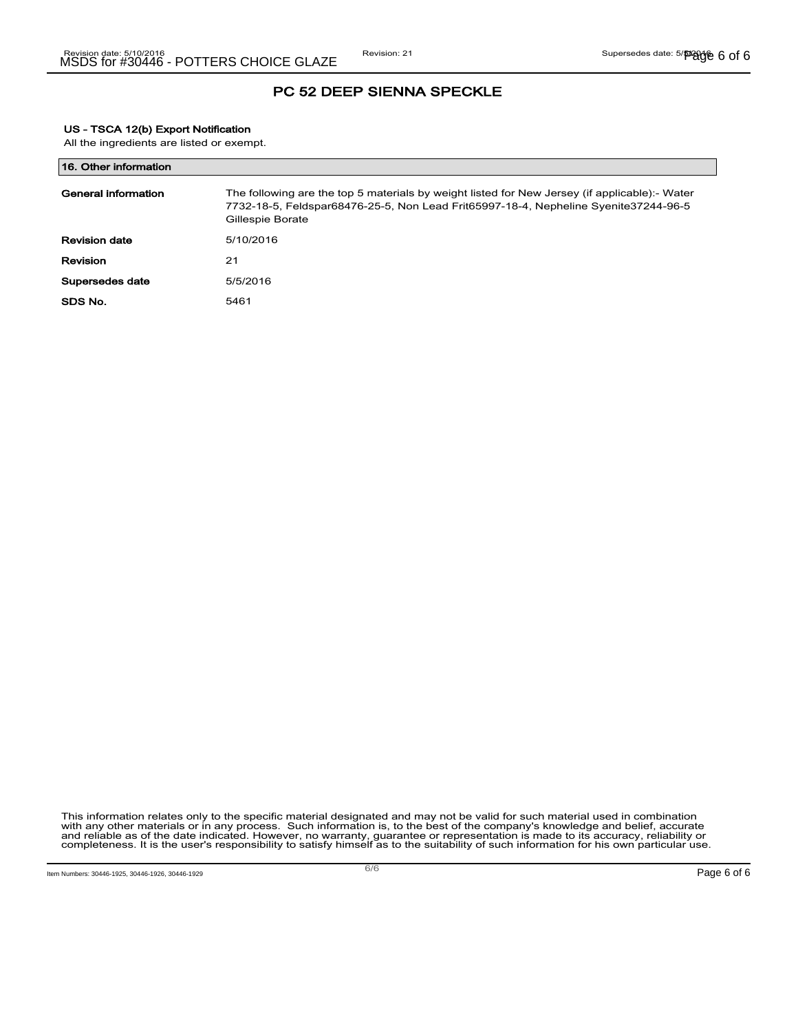## PC 52 DEEP SIENNA SPECKLE

**US - TSCA 12(b) Export Notification**

All the ingredients are listed or exempt.

## 16. Other information

| | |
|---|---|
| **General information** | The following are the top 5 materials by weight listed for New Jersey (if applicable):- Water 7732-18-5, Feldspar68476-25-5, Non Lead Frit65997-18-4, Nepheline Syenite37244-96-5 Gillespie Borate |
| **Revision date** | 5/10/2016 |
| **Revision** | 21 |
| **Supersedes date** | 5/5/2016 |
| **SDS No.** | 5461 |

This information relates only to the specific material designated and may not be valid for such material used in combination with any other materials or in any process. Such information is, to the best of the company's knowledge and belief, accurate and reliable as of the date indicated. However, no warranty, guarantee or representation is made to its accuracy, reliability or completeness. It is the user's responsibility to satisfy himself as to the suitability of such information for his own particular use.

Item Numbers: 30446-1925, 30446-1926, 30446-1929